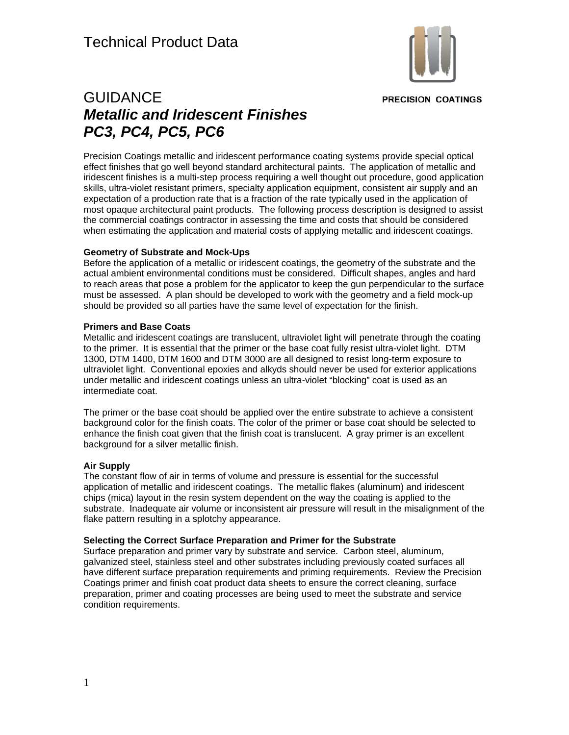# Technical Product Data

PRECISION COATINGS

## GUIDANCE
## *Metallic and Iridescent Finishes*
## *PC3, PC4, PC5, PC6*

Precision Coatings metallic and iridescent performance coating systems provide special optical effect finishes that go well beyond standard architectural paints. The application of metallic and iridescent finishes is a multi-step process requiring a well thought out procedure, good application skills, ultra-violet resistant primers, specialty application equipment, consistent air supply and an expectation of a production rate that is a fraction of the rate typically used in the application of most opaque architectural paint products. The following process description is designed to assist the commercial coatings contractor in assessing the time and costs that should be considered when estimating the application and material costs of applying metallic and iridescent coatings.

**Geometry of Substrate and Mock-Ups**

Before the application of a metallic or iridescent coatings, the geometry of the substrate and the actual ambient environmental conditions must be considered. Difficult shapes, angles and hard to reach areas that pose a problem for the applicator to keep the gun perpendicular to the surface must be assessed. A plan should be developed to work with the geometry and a field mock-up should be provided so all parties have the same level of expectation for the finish.

**Primers and Base Coats**

Metallic and iridescent coatings are translucent, ultraviolet light will penetrate through the coating to the primer. It is essential that the primer or the base coat fully resist ultra-violet light. DTM 1300, DTM 1400, DTM 1600 and DTM 3000 are all designed to resist long-term exposure to ultraviolet light. Conventional epoxies and alkyds should never be used for exterior applications under metallic and iridescent coatings unless an ultra-violet "blocking" coat is used as an intermediate coat.

The primer or the base coat should be applied over the entire substrate to achieve a consistent background color for the finish coats. The color of the primer or base coat should be selected to enhance the finish coat given that the finish coat is translucent. A gray primer is an excellent background for a silver metallic finish.

**Air Supply**

The constant flow of air in terms of volume and pressure is essential for the successful application of metallic and iridescent coatings. The metallic flakes (aluminum) and iridescent chips (mica) layout in the resin system dependent on the way the coating is applied to the substrate. Inadequate air volume or inconsistent air pressure will result in the misalignment of the flake pattern resulting in a splotchy appearance.

**Selecting the Correct Surface Preparation and Primer for the Substrate**

Surface preparation and primer vary by substrate and service. Carbon steel, aluminum, galvanized steel, stainless steel and other substrates including previously coated surfaces all have different surface preparation requirements and priming requirements. Review the Precision Coatings primer and finish coat product data sheets to ensure the correct cleaning, surface preparation, primer and coating processes are being used to meet the substrate and service condition requirements.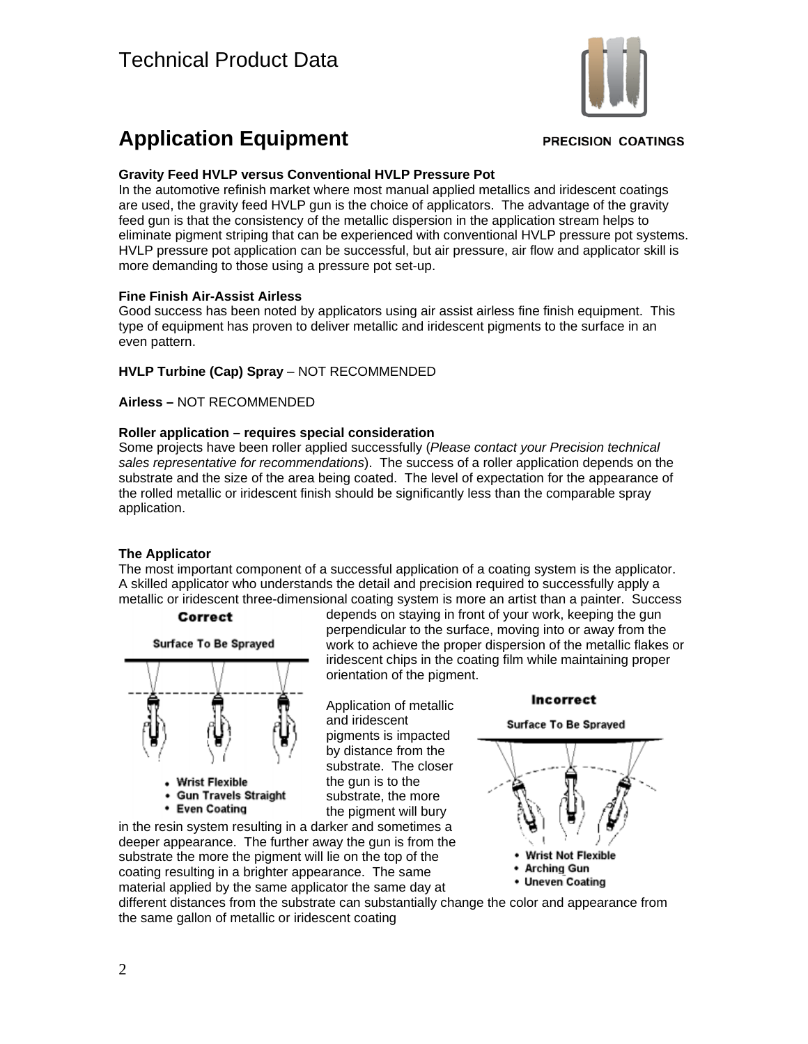# Application Equipment

**Gravity Feed HVLP versus Conventional HVLP Pressure Pot**
In the automotive refinish market where most manual applied metallics and iridescent coatings are used, the gravity feed HVLP gun is the choice of applicators. The advantage of the gravity feed gun is that the consistency of the metallic dispersion in the application stream helps to eliminate pigment striping that can be experienced with conventional HVLP pressure pot systems. HVLP pressure pot application can be successful, but air pressure, air flow and applicator skill is more demanding to those using a pressure pot set-up.

**Fine Finish Air-Assist Airless**
Good success has been noted by applicators using air assist airless fine finish equipment. This type of equipment has proven to deliver metallic and iridescent pigments to the surface in an even pattern.

**HVLP Turbine (Cap) Spray** – NOT RECOMMENDED

**Airless –** NOT RECOMMENDED

**Roller application – requires special consideration**
Some projects have been roller applied successfully (*Please contact your Precision technical sales representative for recommendations*). The success of a roller application depends on the substrate and the size of the area being coated. The level of expectation for the appearance of the rolled metallic or iridescent finish should be significantly less than the comparable spray application.

**The Applicator**
The most important component of a successful application of a coating system is the applicator. A skilled applicator who understands the detail and precision required to successfully apply a metallic or iridescent three-dimensional coating system is more an artist than a painter. Success depends on staying in front of your work, keeping the gun perpendicular to the surface, moving into or away from the work to achieve the proper dispersion of the metallic flakes or iridescent chips in the coating film while maintaining proper orientation of the pigment.

**Correct**

Surface To Be Sprayed

- Wrist Flexible
- Gun Travels Straight
- Even Coating

Application of metallic and iridescent pigments is impacted by distance from the substrate. The closer the gun is to the substrate, the more the pigment will bury in the resin system resulting in a darker and sometimes a deeper appearance. The further away the gun is from the substrate the more the pigment will lie on the top of the coating resulting in a brighter appearance. The same material applied by the same applicator the same day at different distances from the substrate can substantially change the color and appearance from the same gallon of metallic or iridescent coating

**Incorrect**

Surface To Be Sprayed

- Wrist Not Flexible
- Arching Gun
- Uneven Coating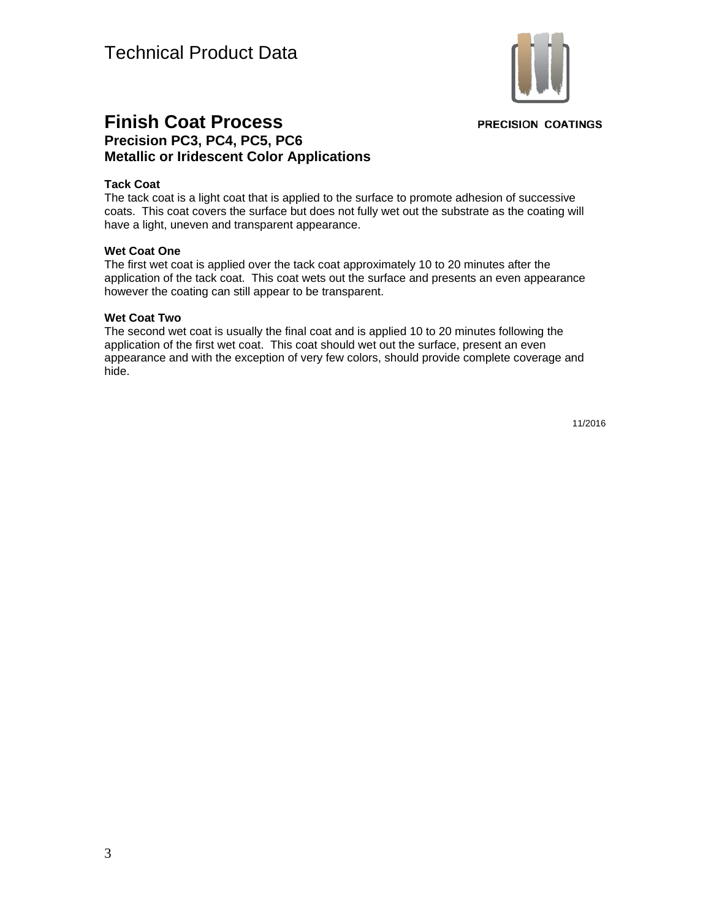# Finish Coat Process

## Precision PC3, PC4, PC5, PC6
## Metallic or Iridescent Color Applications

**Tack Coat**
The tack coat is a light coat that is applied to the surface to promote adhesion of successive coats. This coat covers the surface but does not fully wet out the substrate as the coating will have a light, uneven and transparent appearance.

**Wet Coat One**
The first wet coat is applied over the tack coat approximately 10 to 20 minutes after the application of the tack coat. This coat wets out the surface and presents an even appearance however the coating can still appear to be transparent.

**Wet Coat Two**
The second wet coat is usually the final coat and is applied 10 to 20 minutes following the application of the first wet coat. This coat should wet out the surface, present an even appearance and with the exception of very few colors, should provide complete coverage and hide.

11/2016